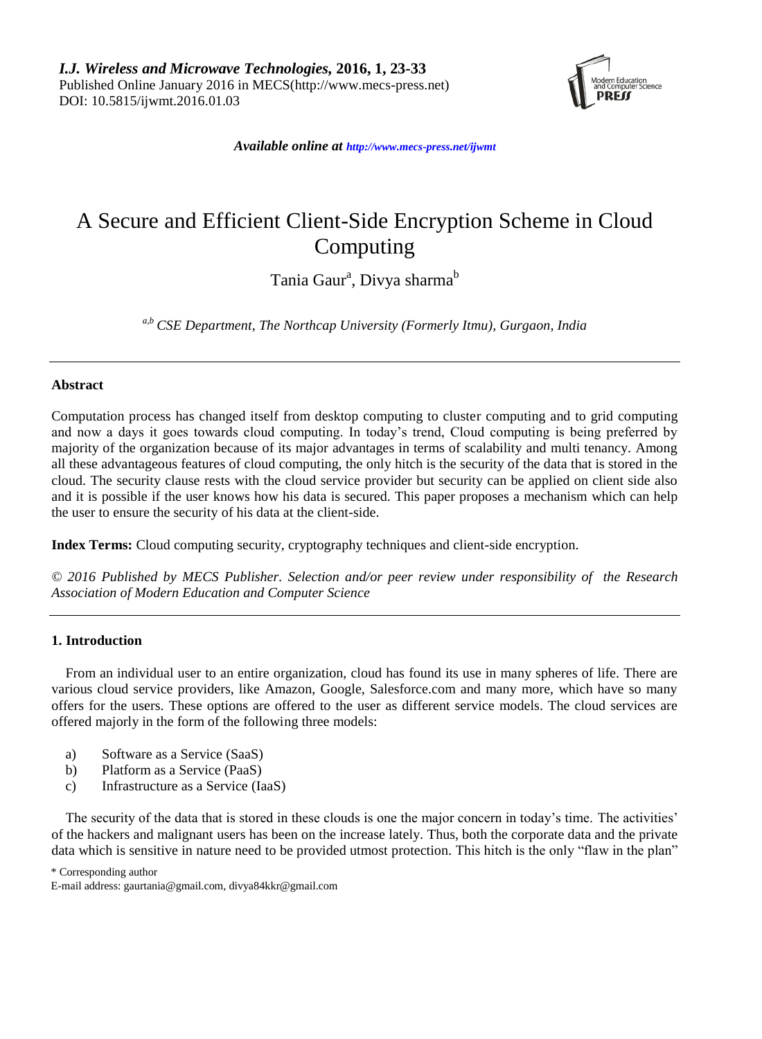# A Secure and Efficient Client-Side Encryption Scheme in Cloud Computing

Tania Gaur[a], Divya sharma[b]

[a,b] *CSE Department, The Northcap University (Formerly Itmu), Gurgaon, India*

---

## Abstract

Computation process has changed itself from desktop computing to cluster computing and to grid computing and now a days it goes towards cloud computing. In today's trend, Cloud computing is being preferred by majority of the organization because of its major advantages in terms of scalability and multi tenancy. Among all these advantageous features of cloud computing, the only hitch is the security of the data that is stored in the cloud. The security clause rests with the cloud service provider but security can be applied on client side also and it is possible if the user knows how his data is secured. This paper proposes a mechanism which can help the user to ensure the security of his data at the client-side.

**Index Terms:** Cloud computing security, cryptography techniques and client-side encryption.

*© 2016 Published by MECS Publisher. Selection and/or peer review under responsibility of the Research Association of Modern Education and Computer Science*

---

## 1. Introduction

From an individual user to an entire organization, cloud has found its use in many spheres of life. There are various cloud service providers, like Amazon, Google, Salesforce.com and many more, which have so many offers for the users. These options are offered to the user as different service models. The cloud services are offered majorly in the form of the following three models:

a) Software as a Service (SaaS)
b) Platform as a Service (PaaS)
c) Infrastructure as a Service (IaaS)

The security of the data that is stored in these clouds is one the major concern in today's time. The activities' of the hackers and malignant users has been on the increase lately. Thus, both the corporate data and the private data which is sensitive in nature need to be provided utmost protection. This hitch is the only "flaw in the plan"

\* Corresponding author
E-mail address: gaurtania@gmail.com, divya84kkr@gmail.com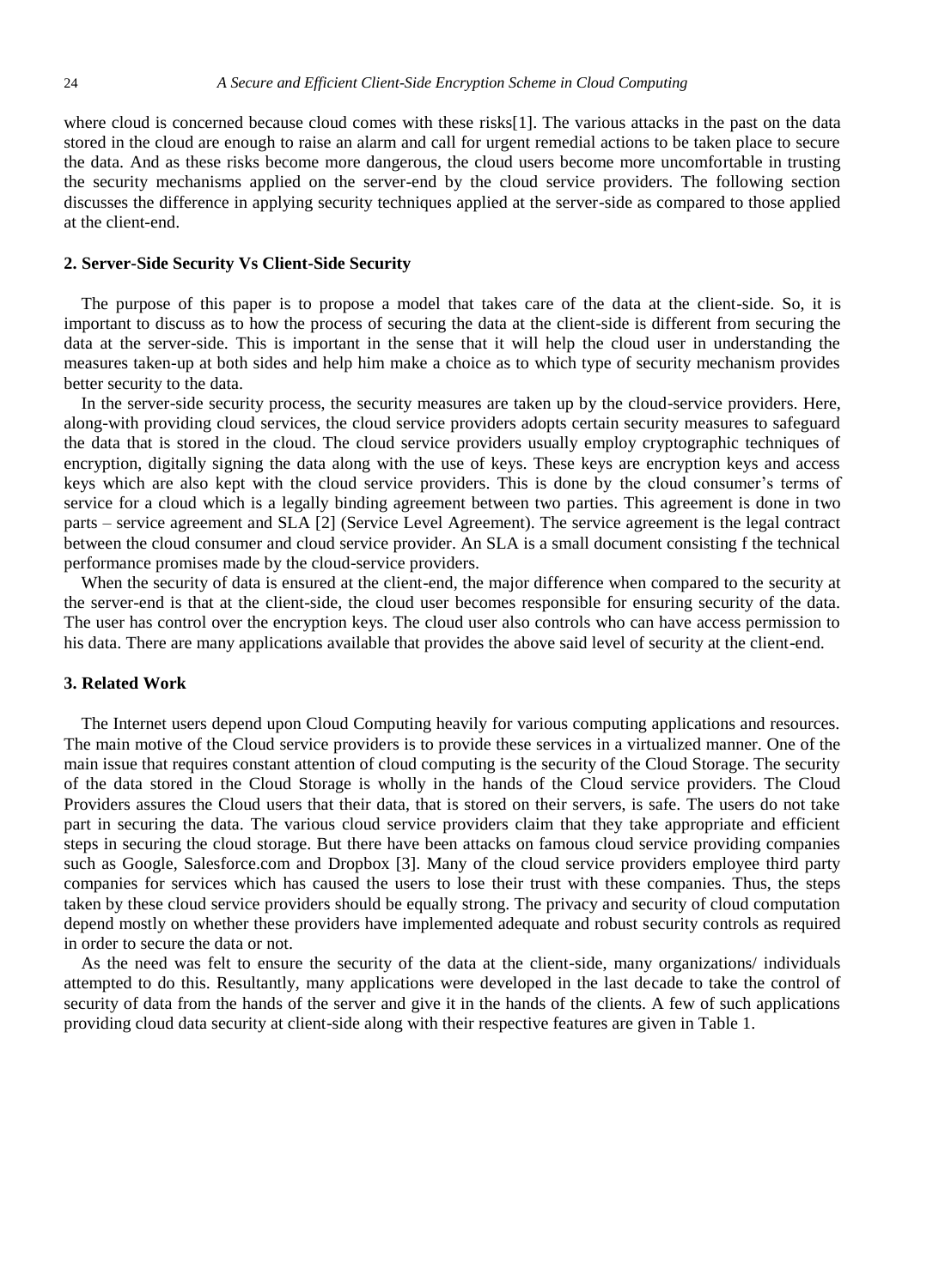where cloud is concerned because cloud comes with these risks[1]. The various attacks in the past on the data stored in the cloud are enough to raise an alarm and call for urgent remedial actions to be taken place to secure the data. And as these risks become more dangerous, the cloud users become more uncomfortable in trusting the security mechanisms applied on the server-end by the cloud service providers. The following section discusses the difference in applying security techniques applied at the server-side as compared to those applied at the client-end.

## 2. Server-Side Security Vs Client-Side Security

The purpose of this paper is to propose a model that takes care of the data at the client-side. So, it is important to discuss as to how the process of securing the data at the client-side is different from securing the data at the server-side. This is important in the sense that it will help the cloud user in understanding the measures taken-up at both sides and help him make a choice as to which type of security mechanism provides better security to the data.

In the server-side security process, the security measures are taken up by the cloud-service providers. Here, along-with providing cloud services, the cloud service providers adopts certain security measures to safeguard the data that is stored in the cloud. The cloud service providers usually employ cryptographic techniques of encryption, digitally signing the data along with the use of keys. These keys are encryption keys and access keys which are also kept with the cloud service providers. This is done by the cloud consumer's terms of service for a cloud which is a legally binding agreement between two parties. This agreement is done in two parts – service agreement and SLA [2] (Service Level Agreement). The service agreement is the legal contract between the cloud consumer and cloud service provider. An SLA is a small document consisting f the technical performance promises made by the cloud-service providers.

When the security of data is ensured at the client-end, the major difference when compared to the security at the server-end is that at the client-side, the cloud user becomes responsible for ensuring security of the data. The user has control over the encryption keys. The cloud user also controls who can have access permission to his data. There are many applications available that provides the above said level of security at the client-end.

## 3. Related Work

The Internet users depend upon Cloud Computing heavily for various computing applications and resources. The main motive of the Cloud service providers is to provide these services in a virtualized manner. One of the main issue that requires constant attention of cloud computing is the security of the Cloud Storage. The security of the data stored in the Cloud Storage is wholly in the hands of the Cloud service providers. The Cloud Providers assures the Cloud users that their data, that is stored on their servers, is safe. The users do not take part in securing the data. The various cloud service providers claim that they take appropriate and efficient steps in securing the cloud storage. But there have been attacks on famous cloud service providing companies such as Google, Salesforce.com and Dropbox [3]. Many of the cloud service providers employee third party companies for services which has caused the users to lose their trust with these companies. Thus, the steps taken by these cloud service providers should be equally strong. The privacy and security of cloud computation depend mostly on whether these providers have implemented adequate and robust security controls as required in order to secure the data or not.

As the need was felt to ensure the security of the data at the client-side, many organizations/ individuals attempted to do this. Resultantly, many applications were developed in the last decade to take the control of security of data from the hands of the server and give it in the hands of the clients. A few of such applications providing cloud data security at client-side along with their respective features are given in Table 1.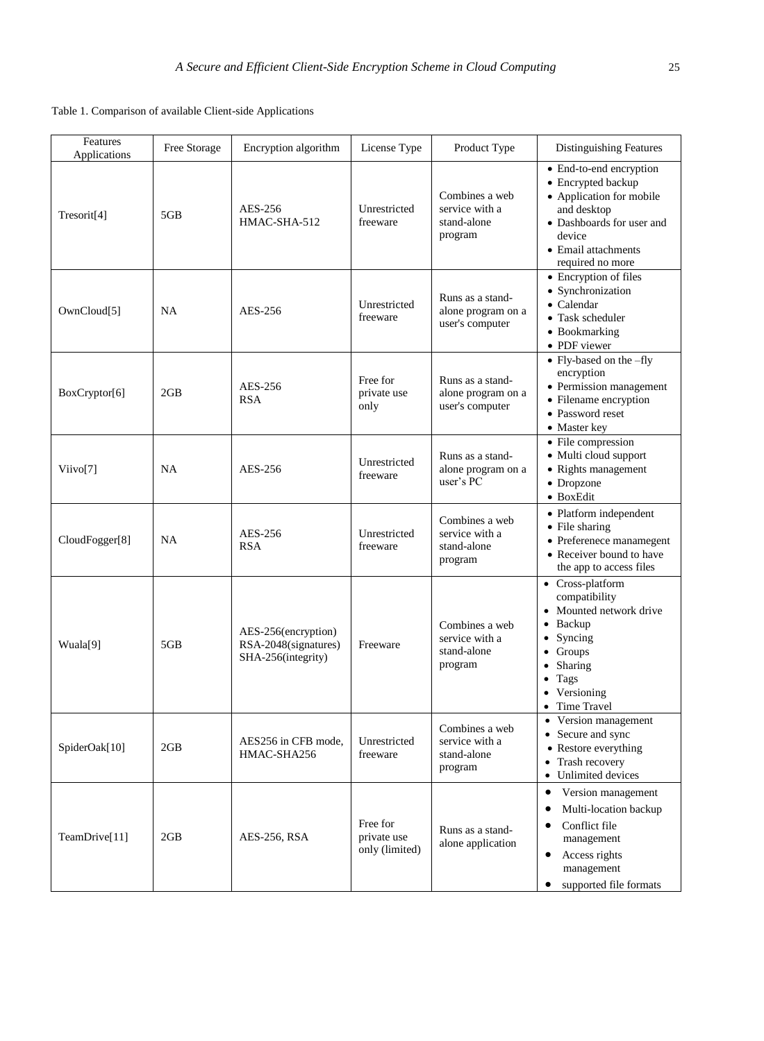Table 1. Comparison of available Client-side Applications

| Features / Applications | Free Storage | Encryption algorithm | License Type | Product Type | Distinguishing Features |
|---|---|---|---|---|---|
| Tresorit[4] | 5GB | AES-256 HMAC-SHA-512 | Unrestricted freeware | Combines a web service with a stand-alone program | • End-to-end encryption • Encrypted backup • Application for mobile and desktop • Dashboards for user and device • Email attachments required no more |
| OwnCloud[5] | NA | AES-256 | Unrestricted freeware | Runs as a stand-alone program on a user's computer | • Encryption of files • Synchronization • Calendar • Task scheduler • Bookmarking • PDF viewer |
| BoxCryptor[6] | 2GB | AES-256 RSA | Free for private use only | Runs as a stand-alone program on a user's computer | • Fly-based on the –fly encryption • Permission management • Filename encryption • Password reset • Master key |
| Viivo[7] | NA | AES-256 | Unrestricted freeware | Runs as a stand-alone program on a user's PC | • File compression • Multi cloud support • Rights management • Dropzone • BoxEdit |
| CloudFogger[8] | NA | AES-256 RSA | Unrestricted freeware | Combines a web service with a stand-alone program | • Platform independent • File sharing • Preferenece manamegent • Receiver bound to have the app to access files |
| Wuala[9] | 5GB | AES-256(encryption) RSA-2048(signatures) SHA-256(integrity) | Freeware | Combines a web service with a stand-alone program | • Cross-platform compatibility • Mounted network drive • Backup • Syncing • Groups • Sharing • Tags • Versioning • Time Travel |
| SpiderOak[10] | 2GB | AES256 in CFB mode, HMAC-SHA256 | Unrestricted freeware | Combines a web service with a stand-alone program | • Version management • Secure and sync • Restore everything • Trash recovery • Unlimited devices |
| TeamDrive[11] | 2GB | AES-256, RSA | Free for private use only (limited) | Runs as a stand-alone application | • Version management • Multi-location backup • Conflict file management • Access rights management • supported file formats |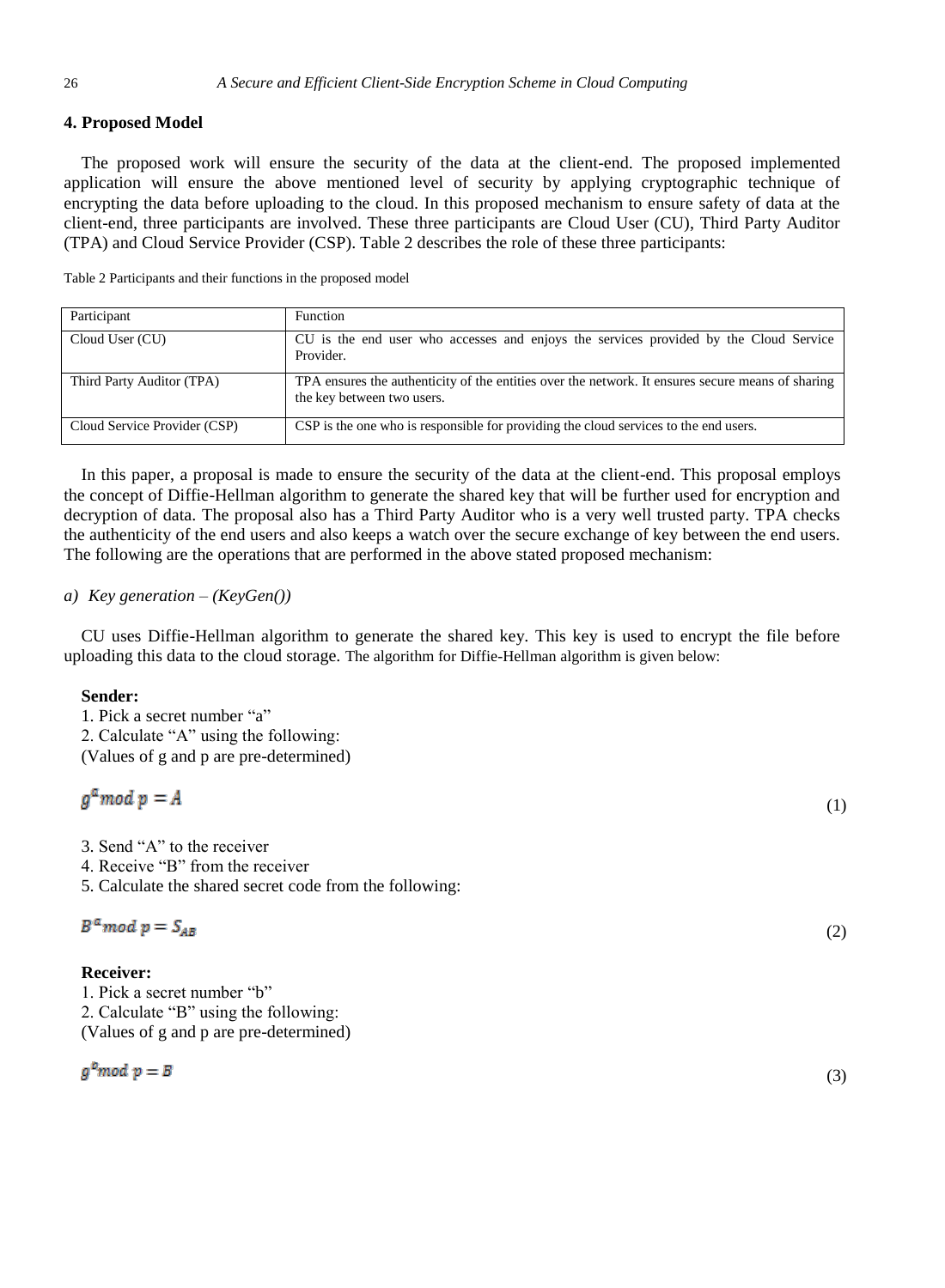## 4. Proposed Model

The proposed work will ensure the security of the data at the client-end. The proposed implemented application will ensure the above mentioned level of security by applying cryptographic technique of encrypting the data before uploading to the cloud. In this proposed mechanism to ensure safety of data at the client-end, three participants are involved. These three participants are Cloud User (CU), Third Party Auditor (TPA) and Cloud Service Provider (CSP). Table 2 describes the role of these three participants:

Table 2 Participants and their functions in the proposed model

| Participant | Function |
|---|---|
| Cloud User (CU) | CU is the end user who accesses and enjoys the services provided by the Cloud Service Provider. |
| Third Party Auditor (TPA) | TPA ensures the authenticity of the entities over the network. It ensures secure means of sharing the key between two users. |
| Cloud Service Provider (CSP) | CSP is the one who is responsible for providing the cloud services to the end users. |

In this paper, a proposal is made to ensure the security of the data at the client-end. This proposal employs the concept of Diffie-Hellman algorithm to generate the shared key that will be further used for encryption and decryption of data. The proposal also has a Third Party Auditor who is a very well trusted party. TPA checks the authenticity of the end users and also keeps a watch over the secure exchange of key between the end users. The following are the operations that are performed in the above stated proposed mechanism:

*a) Key generation – (KeyGen())*

CU uses Diffie-Hellman algorithm to generate the shared key. This key is used to encrypt the file before uploading this data to the cloud storage. The algorithm for Diffie-Hellman algorithm is given below:

**Sender:**

1. Pick a secret number "a"
2. Calculate "A" using the following:
(Values of g and p are pre-determined)

$$g^a \, mod \; p = A \tag{1}$$

3. Send "A" to the receiver
4. Receive "B" from the receiver
5. Calculate the shared secret code from the following:

$$B^a \, mod \; p = S_{AB} \tag{2}$$

**Receiver:**

1. Pick a secret number "b"
2. Calculate "B" using the following:
(Values of g and p are pre-determined)

$$g^b \, mod \; p = B \tag{3}$$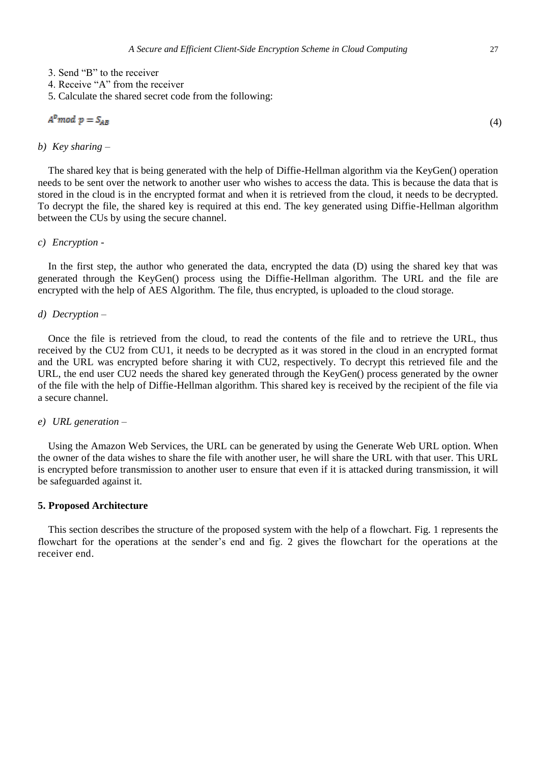3. Send "B" to the receiver
4. Receive "A" from the receiver
5. Calculate the shared secret code from the following:

$$A^{b} mod\ p = S_{AB} \tag{4}$$

*b) Key sharing –*

The shared key that is being generated with the help of Diffie-Hellman algorithm via the KeyGen() operation needs to be sent over the network to another user who wishes to access the data. This is because the data that is stored in the cloud is in the encrypted format and when it is retrieved from the cloud, it needs to be decrypted. To decrypt the file, the shared key is required at this end. The key generated using Diffie-Hellman algorithm between the CUs by using the secure channel.

*c) Encryption -*

In the first step, the author who generated the data, encrypted the data (D) using the shared key that was generated through the KeyGen() process using the Diffie-Hellman algorithm. The URL and the file are encrypted with the help of AES Algorithm. The file, thus encrypted, is uploaded to the cloud storage.

*d) Decryption –*

Once the file is retrieved from the cloud, to read the contents of the file and to retrieve the URL, thus received by the CU2 from CU1, it needs to be decrypted as it was stored in the cloud in an encrypted format and the URL was encrypted before sharing it with CU2, respectively. To decrypt this retrieved file and the URL, the end user CU2 needs the shared key generated through the KeyGen() process generated by the owner of the file with the help of Diffie-Hellman algorithm. This shared key is received by the recipient of the file via a secure channel.

*e) URL generation –*

Using the Amazon Web Services, the URL can be generated by using the Generate Web URL option. When the owner of the data wishes to share the file with another user, he will share the URL with that user. This URL is encrypted before transmission to another user to ensure that even if it is attacked during transmission, it will be safeguarded against it.

## 5. Proposed Architecture

This section describes the structure of the proposed system with the help of a flowchart. Fig. 1 represents the flowchart for the operations at the sender's end and fig. 2 gives the flowchart for the operations at the receiver end.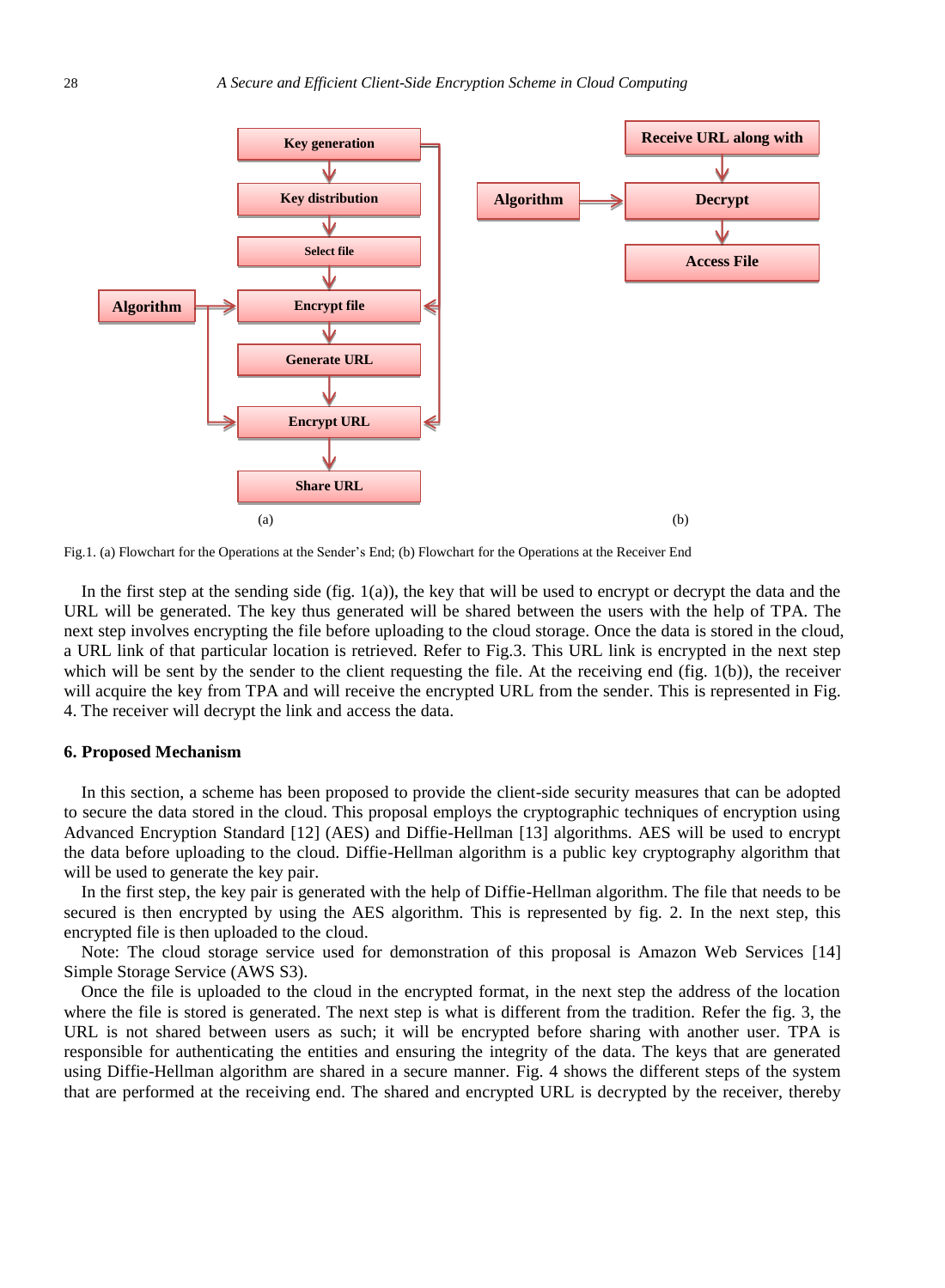Fig.1. (a) Flowchart for the Operations at the Sender's End; (b) Flowchart for the Operations at the Receiver End

In the first step at the sending side (fig. 1(a)), the key that will be used to encrypt or decrypt the data and the URL will be generated. The key thus generated will be shared between the users with the help of TPA. The next step involves encrypting the file before uploading to the cloud storage. Once the data is stored in the cloud, a URL link of that particular location is retrieved. Refer to Fig.3. This URL link is encrypted in the next step which will be sent by the sender to the client requesting the file. At the receiving end (fig. 1(b)), the receiver will acquire the key from TPA and will receive the encrypted URL from the sender. This is represented in Fig. 4. The receiver will decrypt the link and access the data.

## 6. Proposed Mechanism

In this section, a scheme has been proposed to provide the client-side security measures that can be adopted to secure the data stored in the cloud. This proposal employs the cryptographic techniques of encryption using Advanced Encryption Standard [12] (AES) and Diffie-Hellman [13] algorithms. AES will be used to encrypt the data before uploading to the cloud. Diffie-Hellman algorithm is a public key cryptography algorithm that will be used to generate the key pair.

In the first step, the key pair is generated with the help of Diffie-Hellman algorithm. The file that needs to be secured is then encrypted by using the AES algorithm. This is represented by fig. 2. In the next step, this encrypted file is then uploaded to the cloud.

Note: The cloud storage service used for demonstration of this proposal is Amazon Web Services [14] Simple Storage Service (AWS S3).

Once the file is uploaded to the cloud in the encrypted format, in the next step the address of the location where the file is stored is generated. The next step is what is different from the tradition. Refer the fig. 3, the URL is not shared between users as such; it will be encrypted before sharing with another user. TPA is responsible for authenticating the entities and ensuring the integrity of the data. The keys that are generated using Diffie-Hellman algorithm are shared in a secure manner. Fig. 4 shows the different steps of the system that are performed at the receiving end. The shared and encrypted URL is decrypted by the receiver, thereby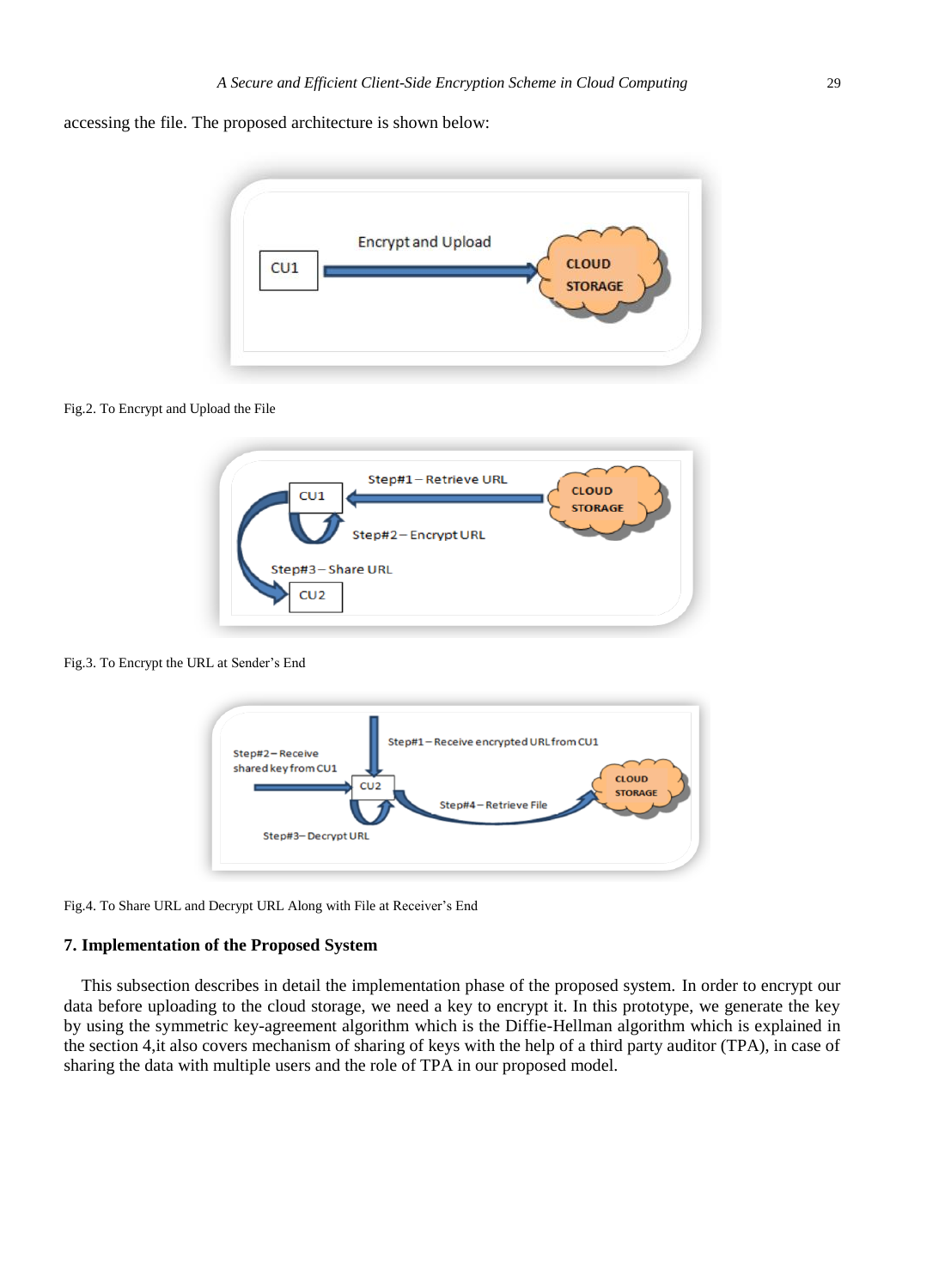accessing the file. The proposed architecture is shown below:

Fig.2. To Encrypt and Upload the File

Fig.3. To Encrypt the URL at Sender's End

Fig.4. To Share URL and Decrypt URL Along with File at Receiver's End

### 7. Implementation of the Proposed System

This subsection describes in detail the implementation phase of the proposed system. In order to encrypt our data before uploading to the cloud storage, we need a key to encrypt it. In this prototype, we generate the key by using the symmetric key-agreement algorithm which is the Diffie-Hellman algorithm which is explained in the section 4,it also covers mechanism of sharing of keys with the help of a third party auditor (TPA), in case of sharing the data with multiple users and the role of TPA in our proposed model.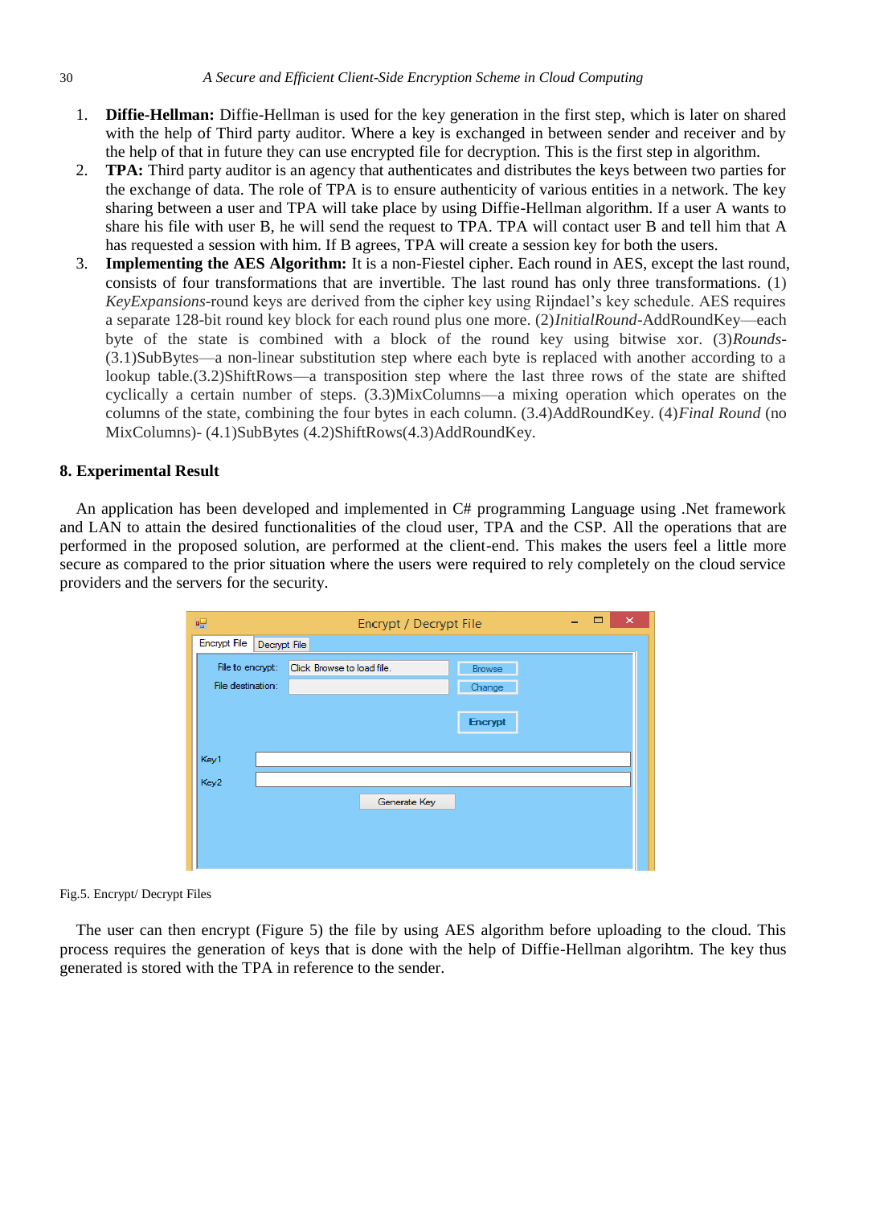1. **Diffie-Hellman:** Diffie-Hellman is used for the key generation in the first step, which is later on shared with the help of Third party auditor. Where a key is exchanged in between sender and receiver and by the help of that in future they can use encrypted file for decryption. This is the first step in algorithm.
2. **TPA:** Third party auditor is an agency that authenticates and distributes the keys between two parties for the exchange of data. The role of TPA is to ensure authenticity of various entities in a network. The key sharing between a user and TPA will take place by using Diffie-Hellman algorithm. If a user A wants to share his file with user B, he will send the request to TPA. TPA will contact user B and tell him that A has requested a session with him. If B agrees, TPA will create a session key for both the users.
3. **Implementing the AES Algorithm:** It is a non-Fiestel cipher. Each round in AES, except the last round, consists of four transformations that are invertible. The last round has only three transformations. (1) *KeyExpansions*-round keys are derived from the cipher key using Rijndael's key schedule. AES requires a separate 128-bit round key block for each round plus one more. (2)*InitialRound*-AddRoundKey—each byte of the state is combined with a block of the round key using bitwise xor. (3)*Rounds*-(3.1)SubBytes—a non-linear substitution step where each byte is replaced with another according to a lookup table.(3.2)ShiftRows—a transposition step where the last three rows of the state are shifted cyclically a certain number of steps. (3.3)MixColumns—a mixing operation which operates on the columns of the state, combining the four bytes in each column. (3.4)AddRoundKey. (4)*Final Round* (no MixColumns)- (4.1)SubBytes (4.2)ShiftRows(4.3)AddRoundKey.

## 8. Experimental Result

An application has been developed and implemented in C# programming Language using .Net framework and LAN to attain the desired functionalities of the cloud user, TPA and the CSP. All the operations that are performed in the proposed solution, are performed at the client-end. This makes the users feel a little more secure as compared to the prior situation where the users were required to rely completely on the cloud service providers and the servers for the security.

Fig.5. Encrypt/ Decrypt Files

The user can then encrypt (Figure 5) the file by using AES algorithm before uploading to the cloud. This process requires the generation of keys that is done with the help of Diffie-Hellman algorihtm. The key thus generated is stored with the TPA in reference to the sender.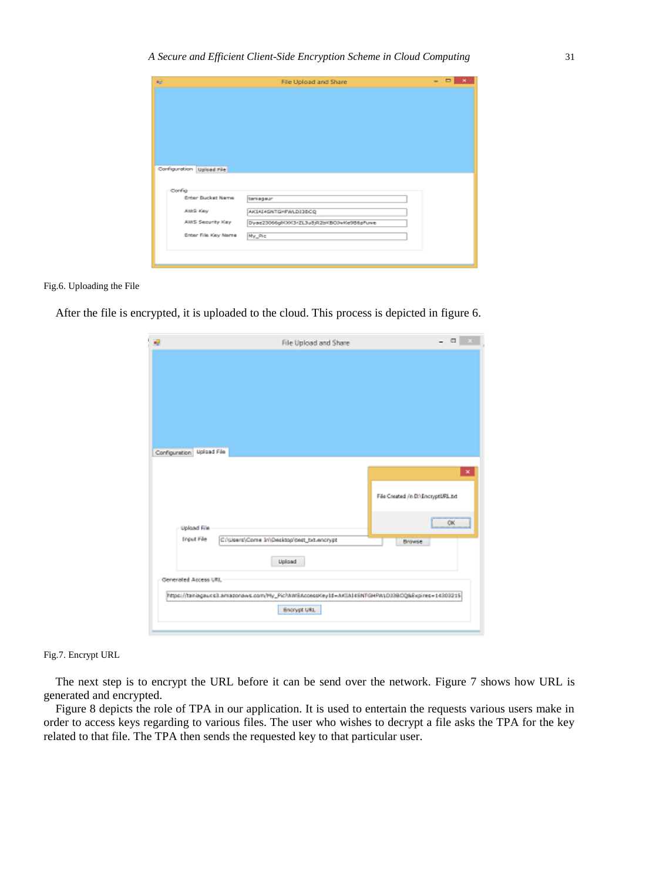Fig.6. Uploading the File

After the file is encrypted, it is uploaded to the cloud. This process is depicted in figure 6.

Fig.7. Encrypt URL

The next step is to encrypt the URL before it can be send over the network. Figure 7 shows how URL is generated and encrypted.

Figure 8 depicts the role of TPA in our application. It is used to entertain the requests various users make in order to access keys regarding to various files. The user who wishes to decrypt a file asks the TPA for the key related to that file. The TPA then sends the requested key to that particular user.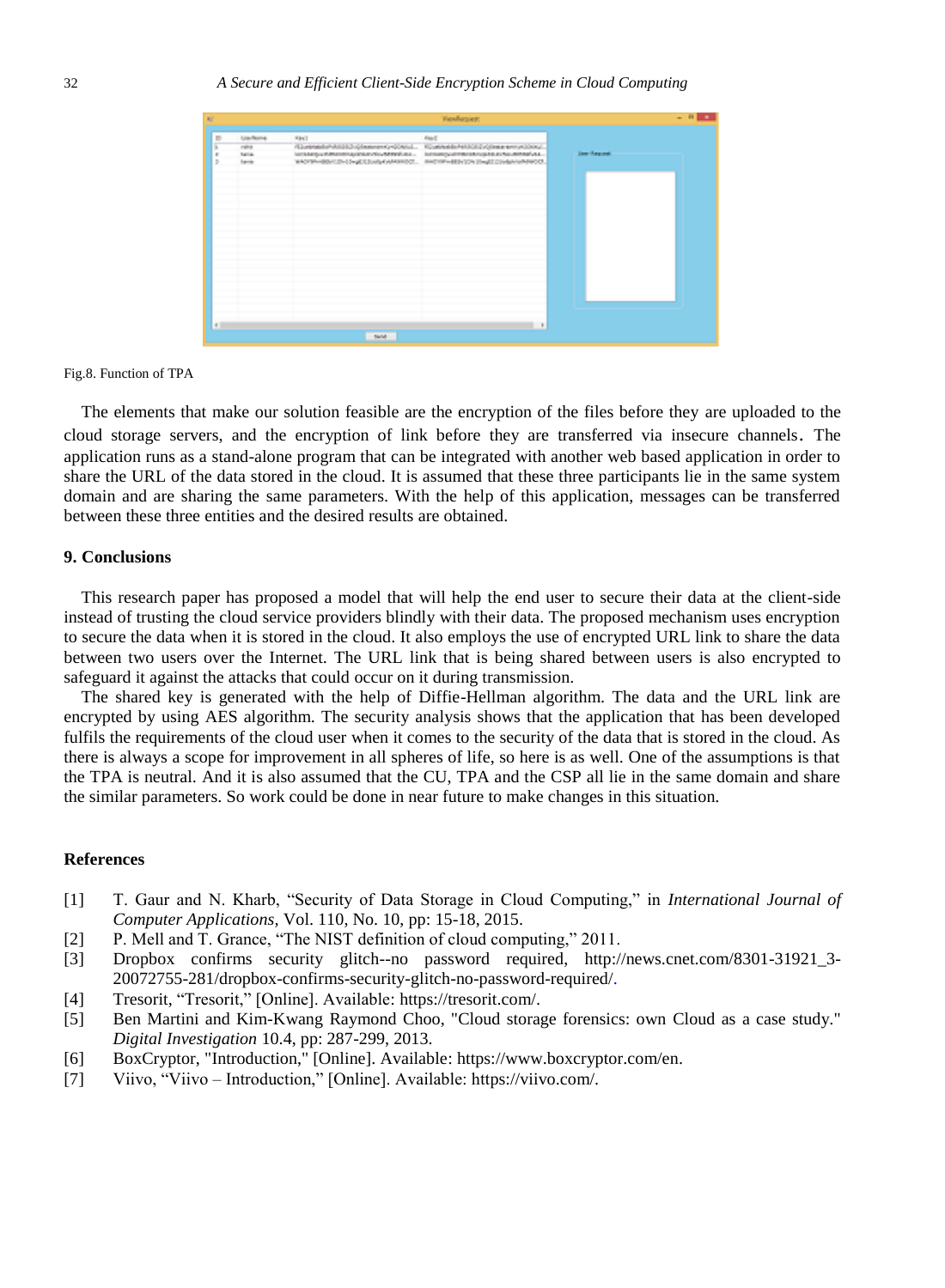Fig.8. Function of TPA

The elements that make our solution feasible are the encryption of the files before they are uploaded to the cloud storage servers, and the encryption of link before they are transferred via insecure channels. The application runs as a stand-alone program that can be integrated with another web based application in order to share the URL of the data stored in the cloud. It is assumed that these three participants lie in the same system domain and are sharing the same parameters. With the help of this application, messages can be transferred between these three entities and the desired results are obtained.

## 9. Conclusions

This research paper has proposed a model that will help the end user to secure their data at the client-side instead of trusting the cloud service providers blindly with their data. The proposed mechanism uses encryption to secure the data when it is stored in the cloud. It also employs the use of encrypted URL link to share the data between two users over the Internet. The URL link that is being shared between users is also encrypted to safeguard it against the attacks that could occur on it during transmission.

The shared key is generated with the help of Diffie-Hellman algorithm. The data and the URL link are encrypted by using AES algorithm. The security analysis shows that the application that has been developed fulfils the requirements of the cloud user when it comes to the security of the data that is stored in the cloud. As there is always a scope for improvement in all spheres of life, so here is as well. One of the assumptions is that the TPA is neutral. And it is also assumed that the CU, TPA and the CSP all lie in the same domain and share the similar parameters. So work could be done in near future to make changes in this situation.

## References

[1] T. Gaur and N. Kharb, "Security of Data Storage in Cloud Computing," in *International Journal of Computer Applications*, Vol. 110, No. 10, pp: 15-18, 2015.

[2] P. Mell and T. Grance, "The NIST definition of cloud computing," 2011.

[3] Dropbox confirms security glitch--no password required, http://news.cnet.com/8301-31921_3-20072755-281/dropbox-confirms-security-glitch-no-password-required/.

[4] Tresorit, "Tresorit," [Online]. Available: https://tresorit.com/.

[5] Ben Martini and Kim-Kwang Raymond Choo, "Cloud storage forensics: own Cloud as a case study." *Digital Investigation* 10.4, pp: 287-299, 2013.

[6] BoxCryptor, "Introduction," [Online]. Available: https://www.boxcryptor.com/en.

[7] Viivo, "Viivo – Introduction," [Online]. Available: https://viivo.com/.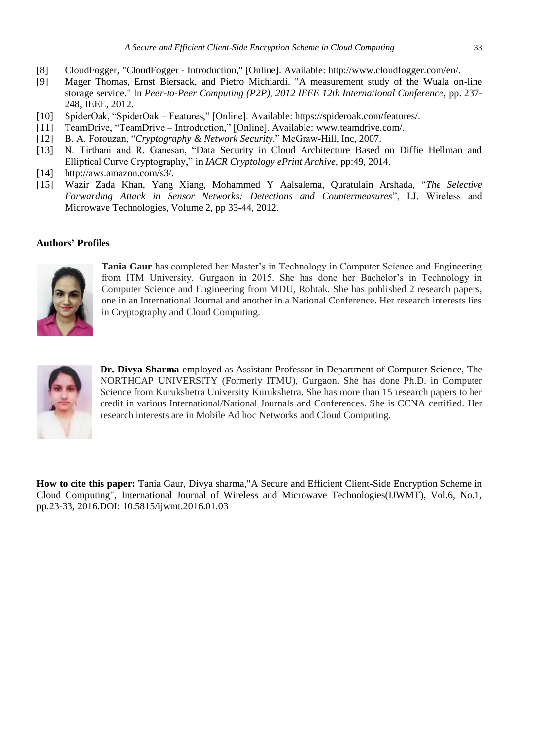[8] CloudFogger, "CloudFogger - Introduction," [Online]. Available: http://www.cloudfogger.com/en/.

[9] Mager Thomas, Ernst Biersack, and Pietro Michiardi. "A measurement study of the Wuala on-line storage service." In *Peer-to-Peer Computing (P2P), 2012 IEEE 12th International Conference*, pp. 237-248, IEEE, 2012.

[10] SpiderOak, "SpiderOak – Features," [Online]. Available: https://spideroak.com/features/.

[11] TeamDrive, "TeamDrive – Introduction," [Online]. Available: www.teamdrive.com/.

[12] B. A. Forouzan, "*Cryptography & Network Security*." McGraw-Hill, Inc, 2007.

[13] N. Tirthani and R. Ganesan, "Data Security in Cloud Architecture Based on Diffie Hellman and Elliptical Curve Cryptography," in *IACR Cryptology ePrint Archive,* pp:49, 2014.

[14] http://aws.amazon.com/s3/.

[15] Wazir Zada Khan, Yang Xiang, Mohammed Y Aalsalema, Quratulain Arshada, "*The Selective Forwarding Attack in Sensor Networks: Detections and Countermeasures*", I.J. Wireless and Microwave Technologies, Volume 2, pp 33-44, 2012.

**Authors' Profiles**

**Tania Gaur** has completed her Master's in Technology in Computer Science and Engineering from ITM University, Gurgaon in 2015. She has done her Bachelor's in Technology in Computer Science and Engineering from MDU, Rohtak. She has published 2 research papers, one in an International Journal and another in a National Conference. Her research interests lies in Cryptography and Cloud Computing.

**Dr. Divya Sharma** employed as Assistant Professor in Department of Computer Science, The NORTHCAP UNIVERSITY (Formerly ITMU), Gurgaon. She has done Ph.D. in Computer Science from Kurukshetra University Kurukshetra. She has more than 15 research papers to her credit in various International/National Journals and Conferences. She is CCNA certified. Her research interests are in Mobile Ad hoc Networks and Cloud Computing.

**How to cite this paper:** Tania Gaur, Divya sharma,"A Secure and Efficient Client-Side Encryption Scheme in Cloud Computing", International Journal of Wireless and Microwave Technologies(IJWMT), Vol.6, No.1, pp.23-33, 2016.DOI: 10.5815/ijwmt.2016.01.03